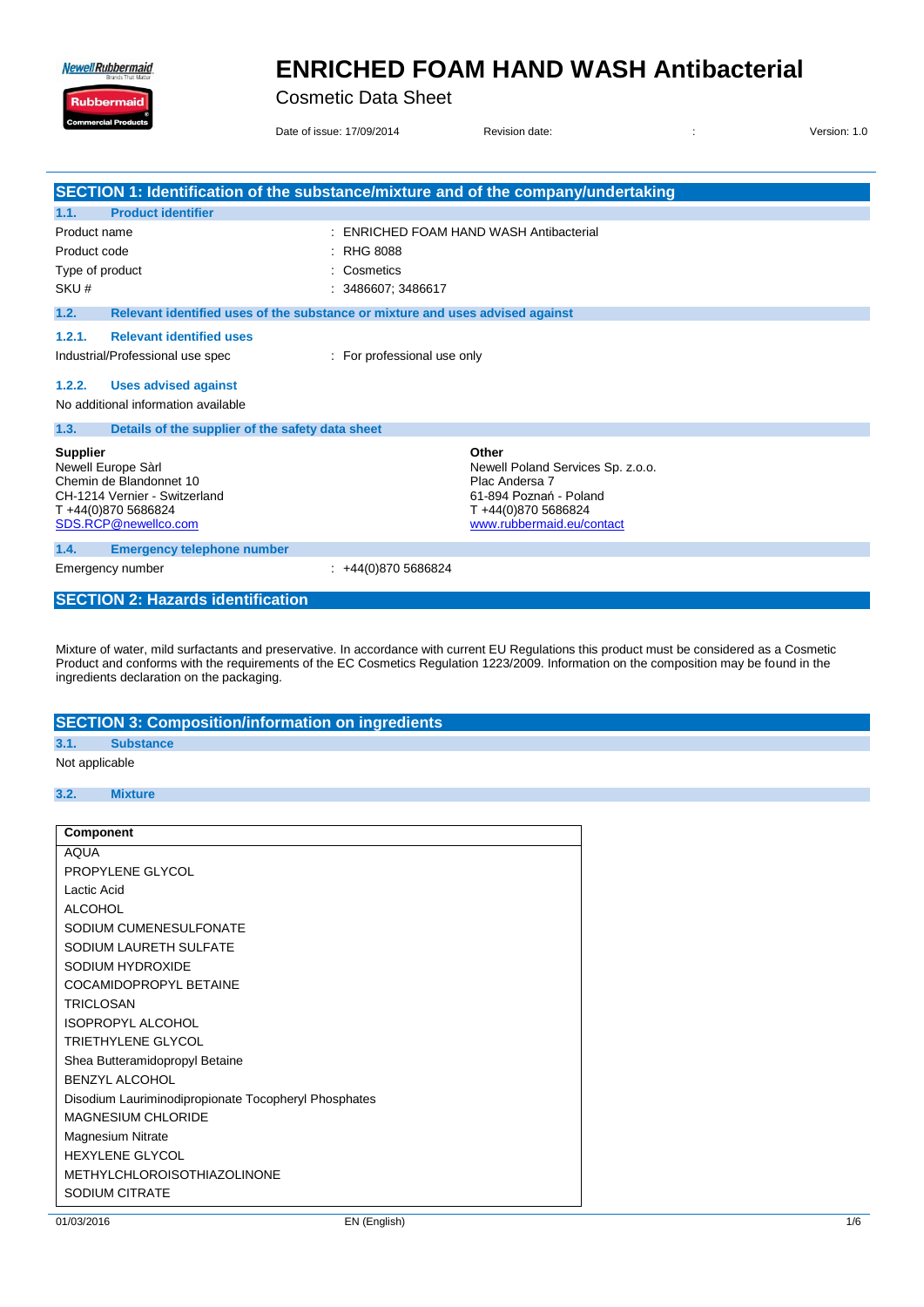# ENRICHED FOAM HAND WASH Antibacterial

Cosmetic Data Sheet

Date of issue: 17/09/2014 Revision date: : Version: 1.0

## SECTION 1: Identification of the substance/mixture and of the company/undertaking

### 1.1. Product identifier

Product name : ENRICHED FOAM HAND WASH Antibacterial

Product code : RHG 8088

Type of product : Cosmetics

SKU # : 3486607; 3486617

### 1.2. Relevant identified uses of the substance or mixture and uses advised against

#### 1.2.1. Relevant identified uses

Industrial/Professional use spec : For professional use only

#### 1.2.2. Uses advised against

No additional information available

### 1.3. Details of the supplier of the safety data sheet

**Supplier**
Newell Europe Sàrl
Chemin de Blandonnet 10
CH-1214 Vernier - Switzerland
T +44(0)870 5686824
SDS.RCP@newellco.com

**Other**
Newell Poland Services Sp. z.o.o.
Plac Andersa 7
61-894 Poznań - Poland
T +44(0)870 5686824
www.rubbermaid.eu/contact

### 1.4. Emergency telephone number

Emergency number : +44(0)870 5686824

## SECTION 2: Hazards identification

Mixture of water, mild surfactants and preservative. In accordance with current EU Regulations this product must be considered as a Cosmetic Product and conforms with the requirements of the EC Cosmetics Regulation 1223/2009. Information on the composition may be found in the ingredients declaration on the packaging.

## SECTION 3: Composition/information on ingredients

### 3.1. Substance

Not applicable

### 3.2. Mixture

| Component |
|---|
| AQUA |
| PROPYLENE GLYCOL |
| Lactic Acid |
| ALCOHOL |
| SODIUM CUMENESULFONATE |
| SODIUM LAURETH SULFATE |
| SODIUM HYDROXIDE |
| COCAMIDOPROPYL BETAINE |
| TRICLOSAN |
| ISOPROPYL ALCOHOL |
| TRIETHYLENE GLYCOL |
| Shea Butteramidopropyl Betaine |
| BENZYL ALCOHOL |
| Disodium Lauriminodipropionate Tocopheryl Phosphates |
| MAGNESIUM CHLORIDE |
| Magnesium Nitrate |
| HEXYLENE GLYCOL |
| METHYLCHLOROISOTHIAZOLINONE |
| SODIUM CITRATE |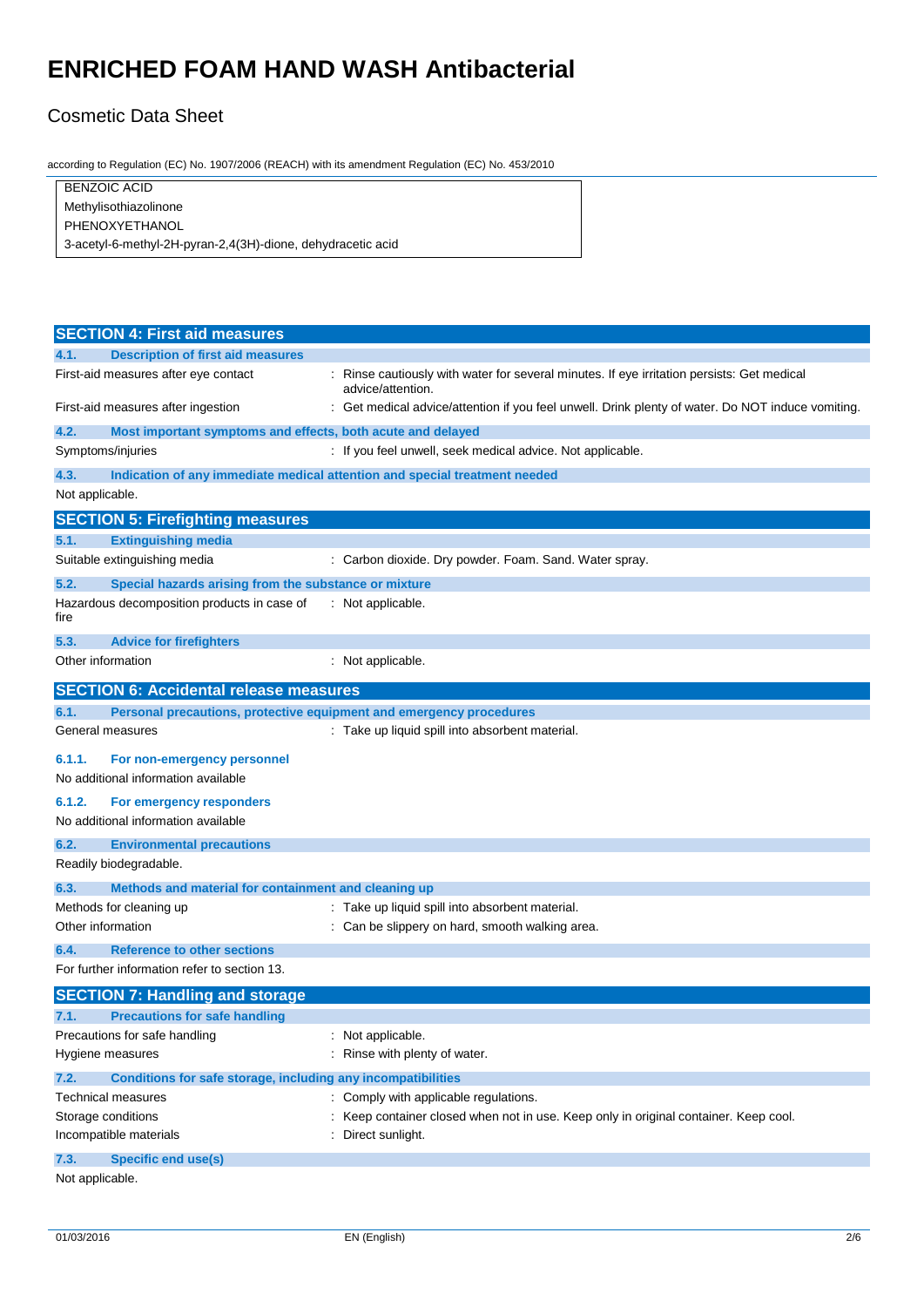# ENRICHED FOAM HAND WASH Antibacterial

## Cosmetic Data Sheet

according to Regulation (EC) No. 1907/2006 (REACH) with its amendment Regulation (EC) No. 453/2010

| BENZOIC ACID |
|---|
| Methylisothiazolinone |
| PHENOXYETHANOL |
| 3-acetyl-6-methyl-2H-pyran-2,4(3H)-dione, dehydracetic acid |

## SECTION 4: First aid measures

### 4.1. Description of first aid measures

First-aid measures after eye contact : Rinse cautiously with water for several minutes. If eye irritation persists: Get medical advice/attention.

First-aid measures after ingestion : Get medical advice/attention if you feel unwell. Drink plenty of water. Do NOT induce vomiting.

### 4.2. Most important symptoms and effects, both acute and delayed

Symptoms/injuries : If you feel unwell, seek medical advice. Not applicable.

### 4.3. Indication of any immediate medical attention and special treatment needed

Not applicable.

## SECTION 5: Firefighting measures

### 5.1. Extinguishing media

Suitable extinguishing media : Carbon dioxide. Dry powder. Foam. Sand. Water spray.

### 5.2. Special hazards arising from the substance or mixture

Hazardous decomposition products in case of fire : Not applicable.

### 5.3. Advice for firefighters

Other information : Not applicable.

## SECTION 6: Accidental release measures

### 6.1. Personal precautions, protective equipment and emergency procedures

General measures : Take up liquid spill into absorbent material.

#### 6.1.1. For non-emergency personnel

No additional information available

#### 6.1.2. For emergency responders

No additional information available

### 6.2. Environmental precautions

Readily biodegradable.

### 6.3. Methods and material for containment and cleaning up

Methods for cleaning up : Take up liquid spill into absorbent material.

Other information : Can be slippery on hard, smooth walking area.

### 6.4. Reference to other sections

For further information refer to section 13.

## SECTION 7: Handling and storage

### 7.1. Precautions for safe handling

Precautions for safe handling : Not applicable.

Hygiene measures : Rinse with plenty of water.

### 7.2. Conditions for safe storage, including any incompatibilities

Technical measures : Comply with applicable regulations.

Storage conditions : Keep container closed when not in use. Keep only in original container. Keep cool.

Incompatible materials : Direct sunlight.

### 7.3. Specific end use(s)

Not applicable.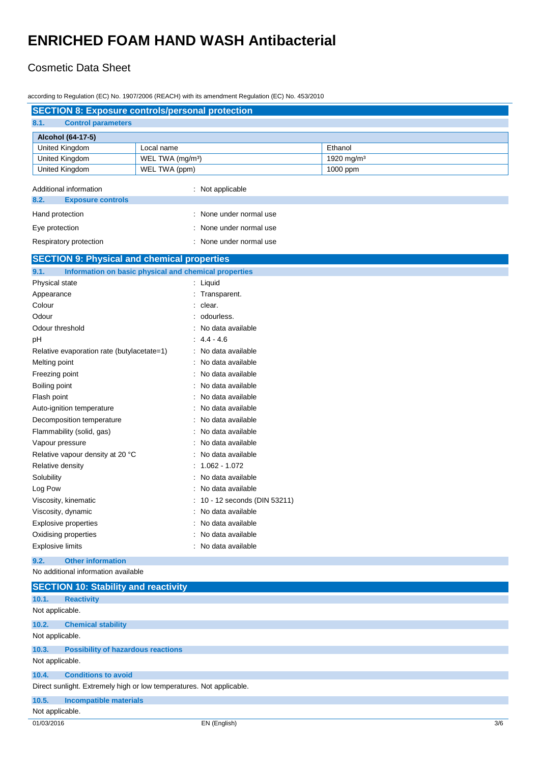# ENRICHED FOAM HAND WASH Antibacterial

## Cosmetic Data Sheet

according to Regulation (EC) No. 1907/2006 (REACH) with its amendment Regulation (EC) No. 453/2010

## SECTION 8: Exposure controls/personal protection

### 8.1. Control parameters

| Alcohol (64-17-5) | | |
|---|---|---|
| United Kingdom | Local name | Ethanol |
| United Kingdom | WEL TWA (mg/m³) | 1920 mg/m³ |
| United Kingdom | WEL TWA (ppm) | 1000 ppm |

Additional information : Not applicable

### 8.2. Exposure controls

Hand protection : None under normal use

Eye protection : None under normal use

Respiratory protection : None under normal use

## SECTION 9: Physical and chemical properties

### 9.1. Information on basic physical and chemical properties

| | |
|---|---|
| Physical state | : Liquid |
| Appearance | : Transparent. |
| Colour | : clear. |
| Odour | : odourless. |
| Odour threshold | : No data available |
| pH | : 4.4 - 4.6 |
| Relative evaporation rate (butylacetate=1) | : No data available |
| Melting point | : No data available |
| Freezing point | : No data available |
| Boiling point | : No data available |
| Flash point | : No data available |
| Auto-ignition temperature | : No data available |
| Decomposition temperature | : No data available |
| Flammability (solid, gas) | : No data available |
| Vapour pressure | : No data available |
| Relative vapour density at 20 °C | : No data available |
| Relative density | : 1.062 - 1.072 |
| Solubility | : No data available |
| Log Pow | : No data available |
| Viscosity, kinematic | : 10 - 12 seconds (DIN 53211) |
| Viscosity, dynamic | : No data available |
| Explosive properties | : No data available |
| Oxidising properties | : No data available |
| Explosive limits | : No data available |

### 9.2. Other information

No additional information available

## SECTION 10: Stability and reactivity

### 10.1. Reactivity

Not applicable.

### 10.2. Chemical stability

Not applicable.

### 10.3. Possibility of hazardous reactions

Not applicable.

### 10.4. Conditions to avoid

Direct sunlight. Extremely high or low temperatures. Not applicable.

### 10.5. Incompatible materials

Not applicable.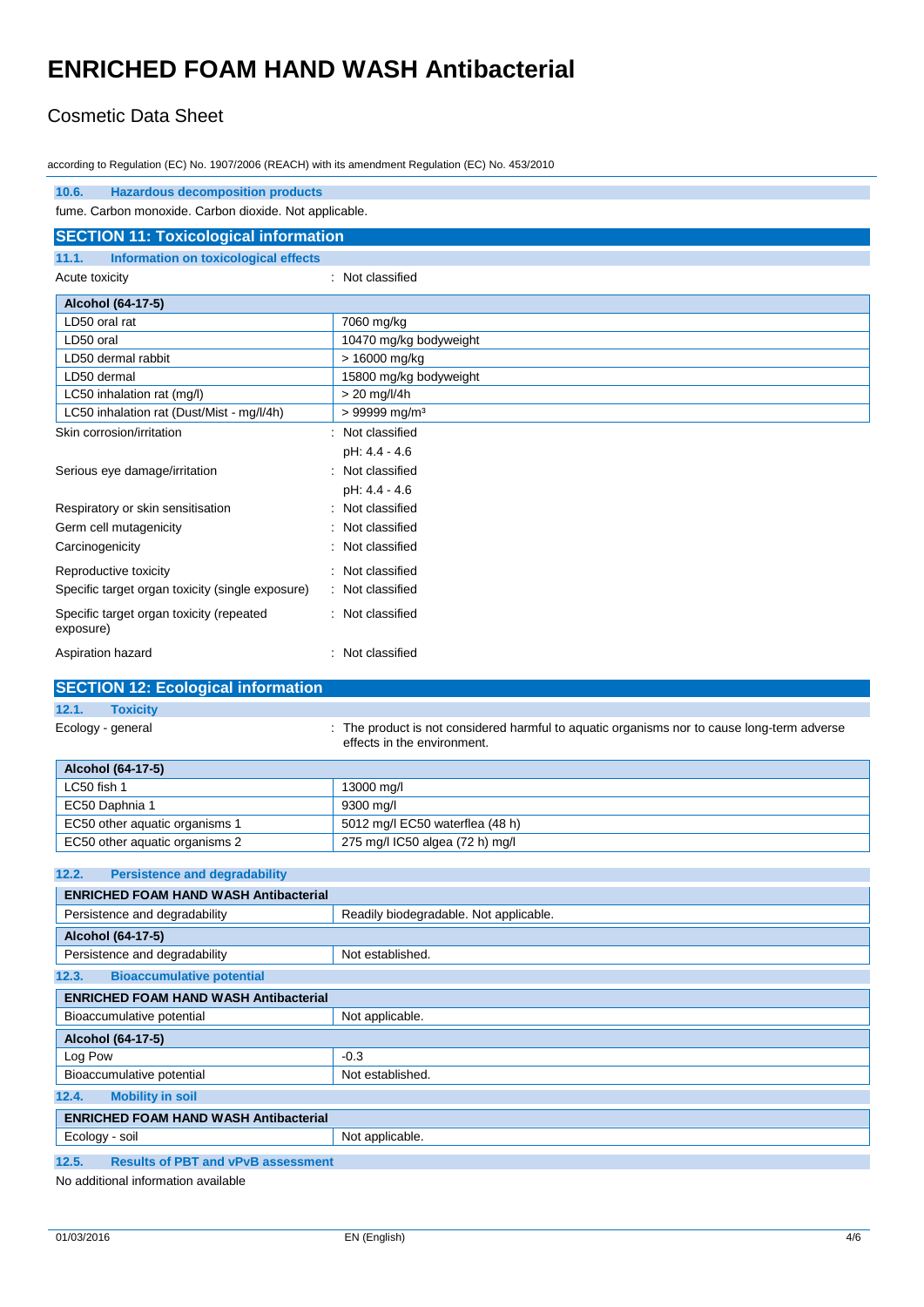#### 10.6. Hazardous decomposition products

fume. Carbon monoxide. Carbon dioxide. Not applicable.

## SECTION 11: Toxicological information

### 11.1. Information on toxicological effects

Acute toxicity : Not classified

| Alcohol (64-17-5) | |
|---|---|
| LD50 oral rat | 7060 mg/kg |
| LD50 oral | 10470 mg/kg bodyweight |
| LD50 dermal rabbit | > 16000 mg/kg |
| LD50 dermal | 15800 mg/kg bodyweight |
| LC50 inhalation rat (mg/l) | > 20 mg/l/4h |
| LC50 inhalation rat (Dust/Mist - mg/l/4h) | > 99999 mg/m³ |

Skin corrosion/irritation : Not classified
pH: 4.4 - 4.6

Serious eye damage/irritation : Not classified
pH: 4.4 - 4.6

Respiratory or skin sensitisation : Not classified

Germ cell mutagenicity : Not classified

Carcinogenicity : Not classified

Reproductive toxicity : Not classified

Specific target organ toxicity (single exposure) : Not classified

Specific target organ toxicity (repeated exposure) : Not classified

Aspiration hazard : Not classified

## SECTION 12: Ecological information

### 12.1. Toxicity

Ecology - general : The product is not considered harmful to aquatic organisms nor to cause long-term adverse effects in the environment.

| Alcohol (64-17-5) | |
|---|---|
| LC50 fish 1 | 13000 mg/l |
| EC50 Daphnia 1 | 9300 mg/l |
| EC50 other aquatic organisms 1 | 5012 mg/l EC50 waterflea (48 h) |
| EC50 other aquatic organisms 2 | 275 mg/l IC50 algea (72 h) mg/l |

### 12.2. Persistence and degradability

| ENRICHED FOAM HAND WASH Antibacterial | |
|---|---|
| Persistence and degradability | Readily biodegradable. Not applicable. |
| **Alcohol (64-17-5)** | |
| Persistence and degradability | Not established. |

### 12.3. Bioaccumulative potential

| ENRICHED FOAM HAND WASH Antibacterial | |
|---|---|
| Bioaccumulative potential | Not applicable. |
| **Alcohol (64-17-5)** | |
| Log Pow | -0.3 |
| Bioaccumulative potential | Not established. |

### 12.4. Mobility in soil

| ENRICHED FOAM HAND WASH Antibacterial | |
|---|---|
| Ecology - soil | Not applicable. |

### 12.5. Results of PBT and vPvB assessment

No additional information available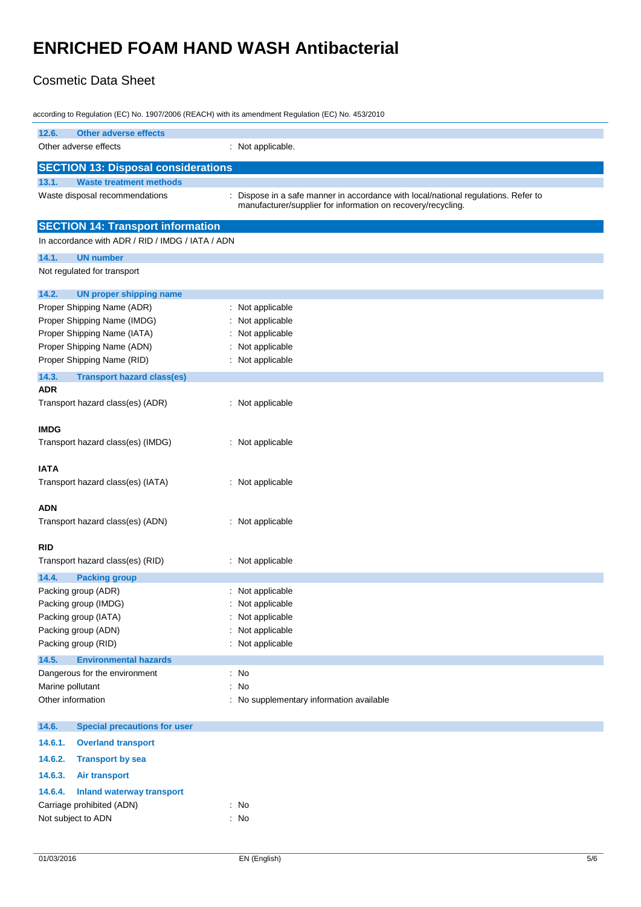according to Regulation (EC) No. 1907/2006 (REACH) with its amendment Regulation (EC) No. 453/2010

#### 12.6. Other adverse effects

Other adverse effects : Not applicable.

## SECTION 13: Disposal considerations

### 13.1. Waste treatment methods

Waste disposal recommendations : Dispose in a safe manner in accordance with local/national regulations. Refer to manufacturer/supplier for information on recovery/recycling.

## SECTION 14: Transport information

In accordance with ADR / RID / IMDG / IATA / ADN

### 14.1. UN number

Not regulated for transport

### 14.2. UN proper shipping name

Proper Shipping Name (ADR) : Not applicable
Proper Shipping Name (IMDG) : Not applicable
Proper Shipping Name (IATA) : Not applicable
Proper Shipping Name (ADN) : Not applicable
Proper Shipping Name (RID) : Not applicable

### 14.3. Transport hazard class(es)

**ADR**

Transport hazard class(es) (ADR) : Not applicable

**IMDG**

Transport hazard class(es) (IMDG) : Not applicable

**IATA**

Transport hazard class(es) (IATA) : Not applicable

**ADN**

Transport hazard class(es) (ADN) : Not applicable

**RID**

Transport hazard class(es) (RID) : Not applicable

### 14.4. Packing group

Packing group (ADR) : Not applicable
Packing group (IMDG) : Not applicable
Packing group (IATA) : Not applicable
Packing group (ADN) : Not applicable
Packing group (RID) : Not applicable

### 14.5. Environmental hazards

Dangerous for the environment : No
Marine pollutant : No
Other information : No supplementary information available

### 14.6. Special precautions for user

#### 14.6.1. Overland transport

#### 14.6.2. Transport by sea

#### 14.6.3. Air transport

#### 14.6.4. Inland waterway transport

Carriage prohibited (ADN) : No
Not subject to ADN : No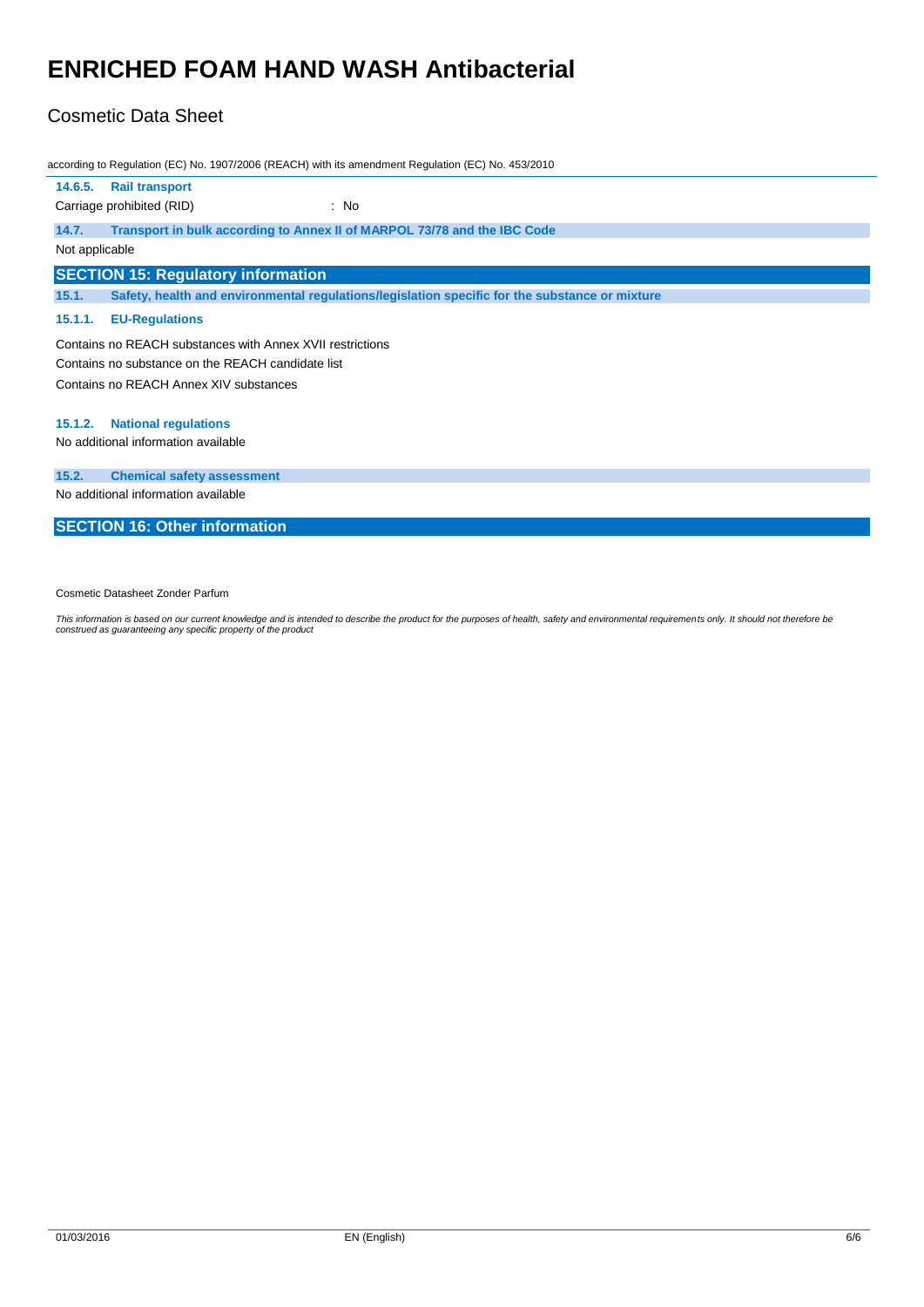#### 14.6.5. Rail transport

Carriage prohibited (RID) : No

#### 14.7. Transport in bulk according to Annex II of MARPOL 73/78 and the IBC Code

Not applicable

## SECTION 15: Regulatory information

### 15.1. Safety, health and environmental regulations/legislation specific for the substance or mixture

#### 15.1.1. EU-Regulations

Contains no REACH substances with Annex XVII restrictions

Contains no substance on the REACH candidate list

Contains no REACH Annex XIV substances

#### 15.1.2. National regulations

No additional information available

### 15.2. Chemical safety assessment

No additional information available

## SECTION 16: Other information

Cosmetic Datasheet Zonder Parfum

*This information is based on our current knowledge and is intended to describe the product for the purposes of health, safety and environmental requirements only. It should not therefore be construed as guaranteeing any specific property of the product*